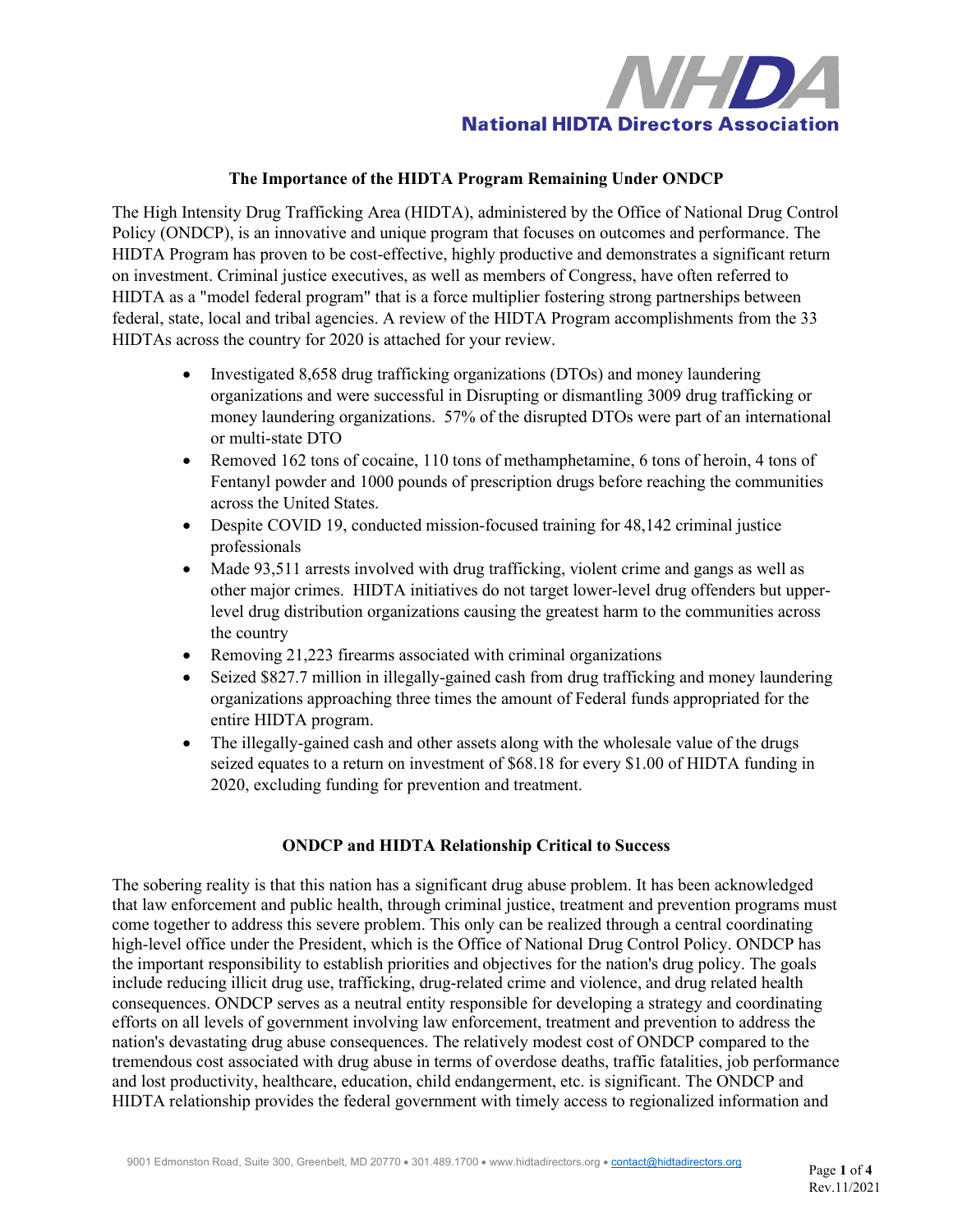# National HIDTA Directors Association

## The Importance of the HIDTA Program Remaining Under ONDCP

The High Intensity Drug Trafficking Area (HIDTA), administered by the Office of National Drug Control Policy (ONDCP), is an innovative and unique program that focuses on outcomes and performance. The HIDTA Program has proven to be cost-effective, highly productive and demonstrates a significant return on investment. Criminal justice executives, as well as members of Congress, have often referred to HIDTA as a "model federal program" that is a force multiplier fostering strong partnerships between federal, state, local and tribal agencies. A review of the HIDTA Program accomplishments from the 33 HIDTAs across the country for 2020 is attached for your review.

- Investigated 8,658 drug trafficking organizations (DTOs) and money laundering organizations and were successful in Disrupting or dismantling 3009 drug trafficking or money laundering organizations. 57% of the disrupted DTOs were part of an international or multi-state DTO
- Removed 162 tons of cocaine, 110 tons of methamphetamine, 6 tons of heroin, 4 tons of Fentanyl powder and 1000 pounds of prescription drugs before reaching the communities across the United States.
- Despite COVID 19, conducted mission-focused training for 48,142 criminal justice professionals
- Made 93,511 arrests involved with drug trafficking, violent crime and gangs as well as other major crimes. HIDTA initiatives do not target lower-level drug offenders but upper-level drug distribution organizations causing the greatest harm to the communities across the country
- Removing 21,223 firearms associated with criminal organizations
- Seized $827.7 million in illegally-gained cash from drug trafficking and money laundering organizations approaching three times the amount of Federal funds appropriated for the entire HIDTA program.
- The illegally-gained cash and other assets along with the wholesale value of the drugs seized equates to a return on investment of $68.18 for every $1.00 of HIDTA funding in 2020, excluding funding for prevention and treatment.

## ONDCP and HIDTA Relationship Critical to Success

The sobering reality is that this nation has a significant drug abuse problem. It has been acknowledged that law enforcement and public health, through criminal justice, treatment and prevention programs must come together to address this severe problem. This only can be realized through a central coordinating high-level office under the President, which is the Office of National Drug Control Policy. ONDCP has the important responsibility to establish priorities and objectives for the nation's drug policy. The goals include reducing illicit drug use, trafficking, drug-related crime and violence, and drug related health consequences. ONDCP serves as a neutral entity responsible for developing a strategy and coordinating efforts on all levels of government involving law enforcement, treatment and prevention to address the nation's devastating drug abuse consequences. The relatively modest cost of ONDCP compared to the tremendous cost associated with drug abuse in terms of overdose deaths, traffic fatalities, job performance and lost productivity, healthcare, education, child endangerment, etc. is significant. The ONDCP and HIDTA relationship provides the federal government with timely access to regionalized information and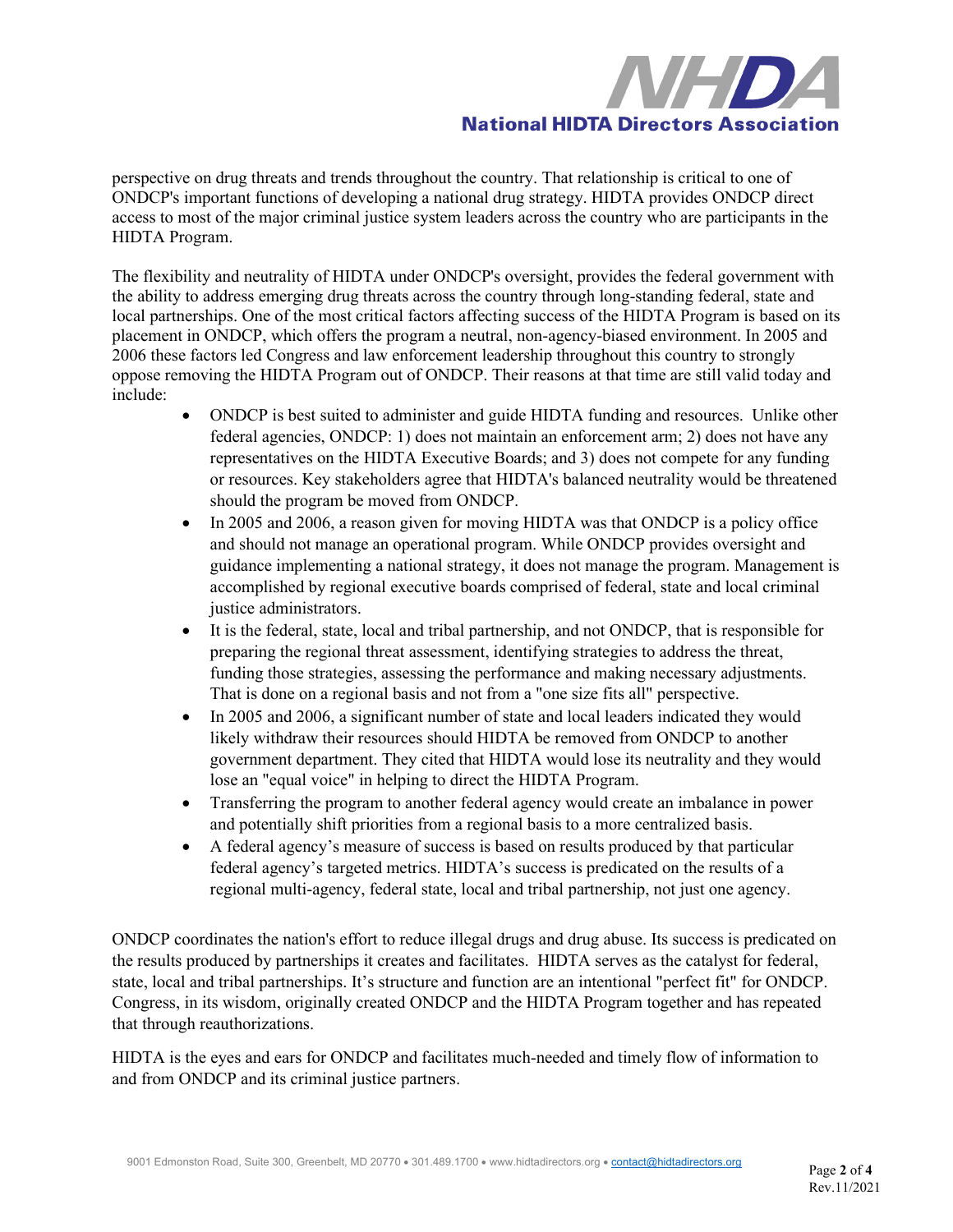perspective on drug threats and trends throughout the country. That relationship is critical to one of ONDCP's important functions of developing a national drug strategy. HIDTA provides ONDCP direct access to most of the major criminal justice system leaders across the country who are participants in the HIDTA Program.

The flexibility and neutrality of HIDTA under ONDCP's oversight, provides the federal government with the ability to address emerging drug threats across the country through long-standing federal, state and local partnerships. One of the most critical factors affecting success of the HIDTA Program is based on its placement in ONDCP, which offers the program a neutral, non-agency-biased environment. In 2005 and 2006 these factors led Congress and law enforcement leadership throughout this country to strongly oppose removing the HIDTA Program out of ONDCP. Their reasons at that time are still valid today and include:

- ONDCP is best suited to administer and guide HIDTA funding and resources. Unlike other federal agencies, ONDCP: 1) does not maintain an enforcement arm; 2) does not have any representatives on the HIDTA Executive Boards; and 3) does not compete for any funding or resources. Key stakeholders agree that HIDTA's balanced neutrality would be threatened should the program be moved from ONDCP.
- In 2005 and 2006, a reason given for moving HIDTA was that ONDCP is a policy office and should not manage an operational program. While ONDCP provides oversight and guidance implementing a national strategy, it does not manage the program. Management is accomplished by regional executive boards comprised of federal, state and local criminal justice administrators.
- It is the federal, state, local and tribal partnership, and not ONDCP, that is responsible for preparing the regional threat assessment, identifying strategies to address the threat, funding those strategies, assessing the performance and making necessary adjustments. That is done on a regional basis and not from a "one size fits all" perspective.
- In 2005 and 2006, a significant number of state and local leaders indicated they would likely withdraw their resources should HIDTA be removed from ONDCP to another government department. They cited that HIDTA would lose its neutrality and they would lose an "equal voice" in helping to direct the HIDTA Program.
- Transferring the program to another federal agency would create an imbalance in power and potentially shift priorities from a regional basis to a more centralized basis.
- A federal agency's measure of success is based on results produced by that particular federal agency's targeted metrics. HIDTA's success is predicated on the results of a regional multi-agency, federal state, local and tribal partnership, not just one agency.

ONDCP coordinates the nation's effort to reduce illegal drugs and drug abuse. Its success is predicated on the results produced by partnerships it creates and facilitates. HIDTA serves as the catalyst for federal, state, local and tribal partnerships. It's structure and function are an intentional "perfect fit" for ONDCP. Congress, in its wisdom, originally created ONDCP and the HIDTA Program together and has repeated that through reauthorizations.

HIDTA is the eyes and ears for ONDCP and facilitates much-needed and timely flow of information to and from ONDCP and its criminal justice partners.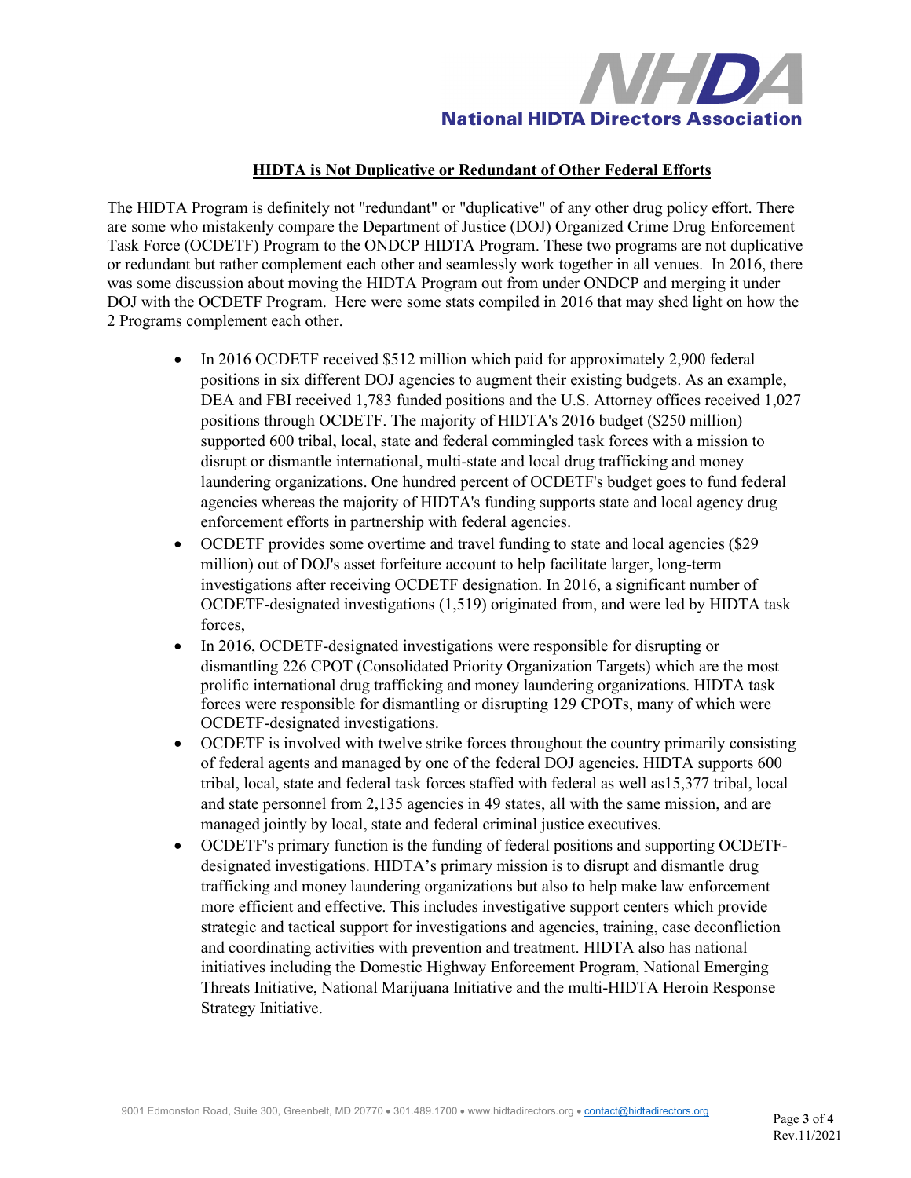## HIDTA is Not Duplicative or Redundant of Other Federal Efforts

The HIDTA Program is definitely not "redundant" or "duplicative" of any other drug policy effort. There are some who mistakenly compare the Department of Justice (DOJ) Organized Crime Drug Enforcement Task Force (OCDETF) Program to the ONDCP HIDTA Program. These two programs are not duplicative or redundant but rather complement each other and seamlessly work together in all venues. In 2016, there was some discussion about moving the HIDTA Program out from under ONDCP and merging it under DOJ with the OCDETF Program. Here were some stats compiled in 2016 that may shed light on how the 2 Programs complement each other.

- In 2016 OCDETF received $512 million which paid for approximately 2,900 federal positions in six different DOJ agencies to augment their existing budgets. As an example, DEA and FBI received 1,783 funded positions and the U.S. Attorney offices received 1,027 positions through OCDETF. The majority of HIDTA's 2016 budget ($250 million) supported 600 tribal, local, state and federal commingled task forces with a mission to disrupt or dismantle international, multi-state and local drug trafficking and money laundering organizations. One hundred percent of OCDETF's budget goes to fund federal agencies whereas the majority of HIDTA's funding supports state and local agency drug enforcement efforts in partnership with federal agencies.
- OCDETF provides some overtime and travel funding to state and local agencies ($29 million) out of DOJ's asset forfeiture account to help facilitate larger, long-term investigations after receiving OCDETF designation. In 2016, a significant number of OCDETF-designated investigations (1,519) originated from, and were led by HIDTA task forces,
- In 2016, OCDETF-designated investigations were responsible for disrupting or dismantling 226 CPOT (Consolidated Priority Organization Targets) which are the most prolific international drug trafficking and money laundering organizations. HIDTA task forces were responsible for dismantling or disrupting 129 CPOTs, many of which were OCDETF-designated investigations.
- OCDETF is involved with twelve strike forces throughout the country primarily consisting of federal agents and managed by one of the federal DOJ agencies. HIDTA supports 600 tribal, local, state and federal task forces staffed with federal as well as15,377 tribal, local and state personnel from 2,135 agencies in 49 states, all with the same mission, and are managed jointly by local, state and federal criminal justice executives.
- OCDETF's primary function is the funding of federal positions and supporting OCDETF-designated investigations. HIDTA's primary mission is to disrupt and dismantle drug trafficking and money laundering organizations but also to help make law enforcement more efficient and effective. This includes investigative support centers which provide strategic and tactical support for investigations and agencies, training, case deconfliction and coordinating activities with prevention and treatment. HIDTA also has national initiatives including the Domestic Highway Enforcement Program, National Emerging Threats Initiative, National Marijuana Initiative and the multi-HIDTA Heroin Response Strategy Initiative.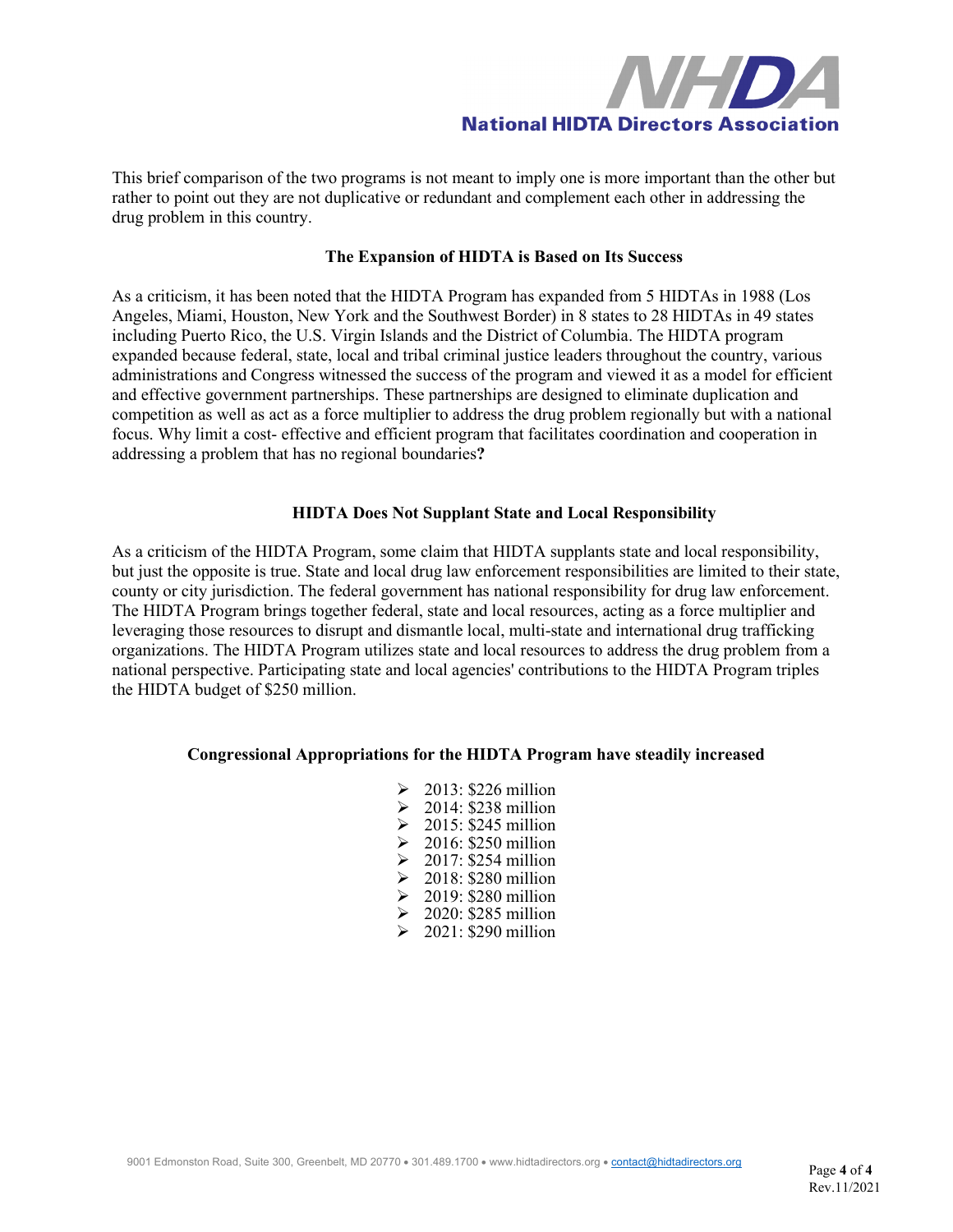This brief comparison of the two programs is not meant to imply one is more important than the other but rather to point out they are not duplicative or redundant and complement each other in addressing the drug problem in this country.

### The Expansion of HIDTA is Based on Its Success

As a criticism, it has been noted that the HIDTA Program has expanded from 5 HIDTAs in 1988 (Los Angeles, Miami, Houston, New York and the Southwest Border) in 8 states to 28 HIDTAs in 49 states including Puerto Rico, the U.S. Virgin Islands and the District of Columbia. The HIDTA program expanded because federal, state, local and tribal criminal justice leaders throughout the country, various administrations and Congress witnessed the success of the program and viewed it as a model for efficient and effective government partnerships. These partnerships are designed to eliminate duplication and competition as well as act as a force multiplier to address the drug problem regionally but with a national focus. Why limit a cost- effective and efficient program that facilitates coordination and cooperation in addressing a problem that has no regional boundaries**?**

### HIDTA Does Not Supplant State and Local Responsibility

As a criticism of the HIDTA Program, some claim that HIDTA supplants state and local responsibility, but just the opposite is true. State and local drug law enforcement responsibilities are limited to their state, county or city jurisdiction. The federal government has national responsibility for drug law enforcement. The HIDTA Program brings together federal, state and local resources, acting as a force multiplier and leveraging those resources to disrupt and dismantle local, multi-state and international drug trafficking organizations. The HIDTA Program utilizes state and local resources to address the drug problem from a national perspective. Participating state and local agencies' contributions to the HIDTA Program triples the HIDTA budget of $250 million.

### Congressional Appropriations for the HIDTA Program have steadily increased

- 2013: $226 million
- 2014: $238 million
- 2015: $245 million
- 2016: $250 million
- 2017: $254 million
- 2018: $280 million
- 2019: $280 million
- 2020: $285 million
- 2021: $290 million